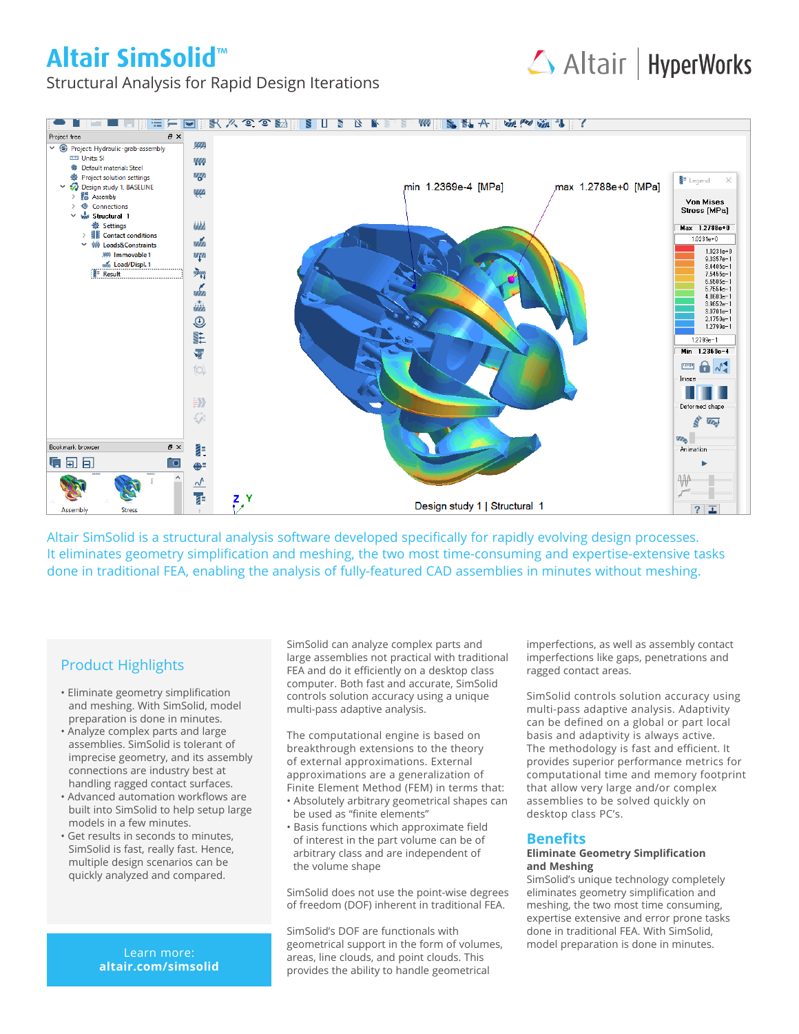# Altair SimSolid™

Structural Analysis for Rapid Design Iterations

Altair SimSolid is a structural analysis software developed specifically for rapidly evolving design processes. It eliminates geometry simplification and meshing, the two most time-consuming and expertise-extensive tasks done in traditional FEA, enabling the analysis of fully-featured CAD assemblies in minutes without meshing.

## Product Highlights

- Eliminate geometry simplification and meshing. With SimSolid, model preparation is done in minutes.
- Analyze complex parts and large assemblies. SimSolid is tolerant of imprecise geometry, and its assembly connections are industry best at handling ragged contact surfaces.
- Advanced automation workflows are built into SimSolid to help setup large models in a few minutes.
- Get results in seconds to minutes, SimSolid is fast, really fast. Hence, multiple design scenarios can be quickly analyzed and compared.

Learn more:
**altair.com/simsolid**

SimSolid can analyze complex parts and large assemblies not practical with traditional FEA and do it efficiently on a desktop class computer. Both fast and accurate, SimSolid controls solution accuracy using a unique multi-pass adaptive analysis.

The computational engine is based on breakthrough extensions to the theory of external approximations. External approximations are a generalization of Finite Element Method (FEM) in terms that:

- Absolutely arbitrary geometrical shapes can be used as "finite elements"
- Basis functions which approximate field of interest in the part volume can be of arbitrary class and are independent of the volume shape

SimSolid does not use the point-wise degrees of freedom (DOF) inherent in traditional FEA.

SimSolid's DOF are functionals with geometrical support in the form of volumes, areas, line clouds, and point clouds. This provides the ability to handle geometrical imperfections, as well as assembly contact imperfections like gaps, penetrations and ragged contact areas.

SimSolid controls solution accuracy using multi-pass adaptive analysis. Adaptivity can be defined on a global or part local basis and adaptivity is always active. The methodology is fast and efficient. It provides superior performance metrics for computational time and memory footprint that allow very large and/or complex assemblies to be solved quickly on desktop class PC's.

## Benefits

### Eliminate Geometry Simplification and Meshing

SimSolid's unique technology completely eliminates geometry simplification and meshing, the two most time consuming, expertise extensive and error prone tasks done in traditional FEA. With SimSolid, model preparation is done in minutes.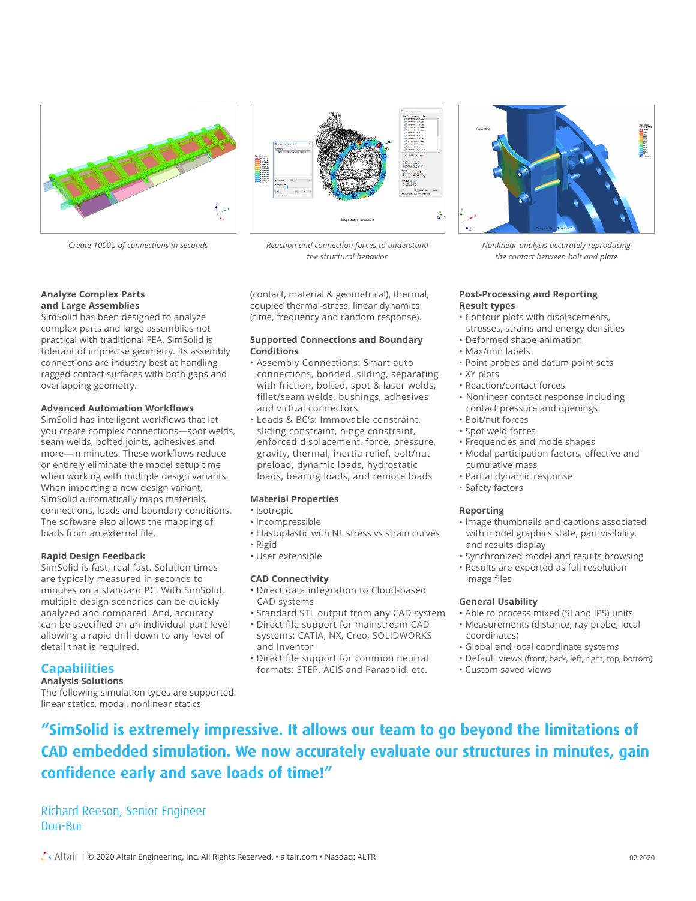*Create 1000's of connections in seconds*

*Reaction and connection forces to understand the structural behavior*

*Nonlinear analysis accurately reproducing the contact between bolt and plate*

### Analyze Complex Parts and Large Assemblies

SimSolid has been designed to analyze complex parts and large assemblies not practical with traditional FEA. SimSolid is tolerant of imprecise geometry. Its assembly connections are industry best at handling ragged contact surfaces with both gaps and overlapping geometry.

### Advanced Automation Workflows

SimSolid has intelligent workflows that let you create complex connections—spot welds, seam welds, bolted joints, adhesives and more—in minutes. These workflows reduce or entirely eliminate the model setup time when working with multiple design variants. When importing a new design variant, SimSolid automatically maps materials, connections, loads and boundary conditions. The software also allows the mapping of loads from an external file.

### Rapid Design Feedback

SimSolid is fast, real fast. Solution times are typically measured in seconds to minutes on a standard PC. With SimSolid, multiple design scenarios can be quickly analyzed and compared. And, accuracy can be specified on an individual part level allowing a rapid drill down to any level of detail that is required.

## Capabilities

### Analysis Solutions

The following simulation types are supported: linear statics, modal, nonlinear statics (contact, material & geometrical), thermal, coupled thermal-stress, linear dynamics (time, frequency and random response).

### Supported Connections and Boundary Conditions

- Assembly Connections: Smart auto connections, bonded, sliding, separating with friction, bolted, spot & laser welds, fillet/seam welds, bushings, adhesives and virtual connectors
- Loads & BC's: Immovable constraint, sliding constraint, hinge constraint, enforced displacement, force, pressure, gravity, thermal, inertia relief, bolt/nut preload, dynamic loads, hydrostatic loads, bearing loads, and remote loads

### Material Properties

- Isotropic
- Incompressible
- Elastoplastic with NL stress vs strain curves
- Rigid
- User extensible

### CAD Connectivity

- Direct data integration to Cloud-based CAD systems
- Standard STL output from any CAD system
- Direct file support for mainstream CAD systems: CATIA, NX, Creo, SOLIDWORKS and Inventor
- Direct file support for common neutral formats: STEP, ACIS and Parasolid, etc.

### Post-Processing and Reporting Result types

- Contour plots with displacements, stresses, strains and energy densities
- Deformed shape animation
- Max/min labels
- Point probes and datum point sets
- XY plots
- Reaction/contact forces
- Nonlinear contact response including contact pressure and openings
- Bolt/nut forces
- Spot weld forces
- Frequencies and mode shapes
- Modal participation factors, effective and cumulative mass
- Partial dynamic response
- Safety factors

### Reporting

- Image thumbnails and captions associated with model graphics state, part visibility, and results display
- Synchronized model and results browsing
- Results are exported as full resolution image files

### General Usability

- Able to process mixed (SI and IPS) units
- Measurements (distance, ray probe, local coordinates)
- Global and local coordinate systems
- Default views (front, back, left, right, top, bottom)
- Custom saved views

**"SimSolid is extremely impressive. It allows our team to go beyond the limitations of CAD embedded simulation. We now accurately evaluate our structures in minutes, gain confidence early and save loads of time!"**

Richard Reeson, Senior Engineer
Don-Bur

Altair | © 2020 Altair Engineering, Inc. All Rights Reserved. • altair.com • Nasdaq: ALTR

02.2020